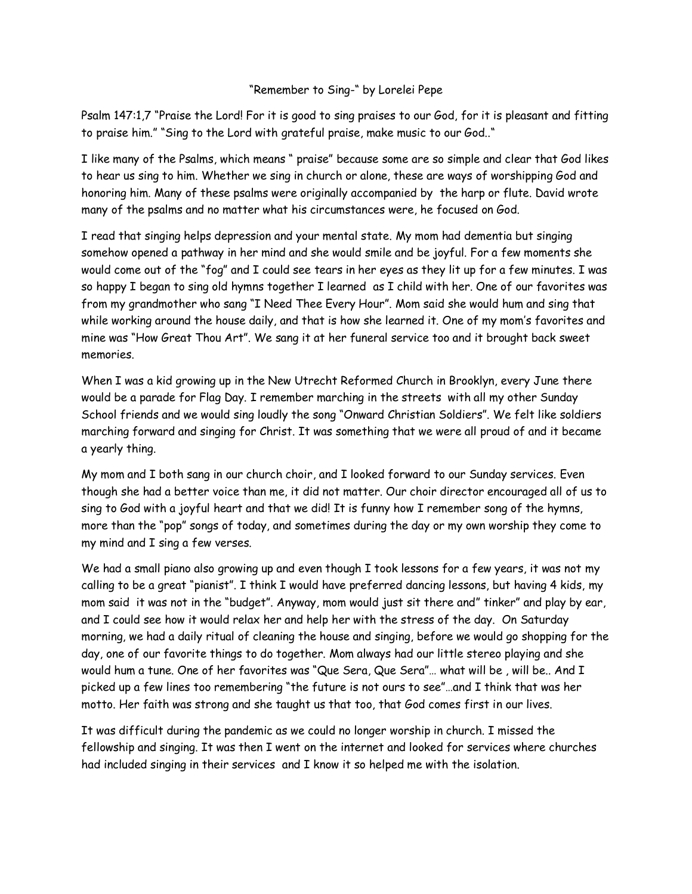"Remember to Sing-" by Lorelei Pepe

Psalm 147:1,7 "Praise the Lord! For it is good to sing praises to our God, for it is pleasant and fitting to praise him." "Sing to the Lord with grateful praise, make music to our God.."

I like many of the Psalms, which means " praise" because some are so simple and clear that God likes to hear us sing to him. Whether we sing in church or alone, these are ways of worshipping God and honoring him. Many of these psalms were originally accompanied by the harp or flute. David wrote many of the psalms and no matter what his circumstances were, he focused on God.

I read that singing helps depression and your mental state. My mom had dementia but singing somehow opened a pathway in her mind and she would smile and be joyful. For a few moments she would come out of the "fog" and I could see tears in her eyes as they lit up for a few minutes. I was so happy I began to sing old hymns together I learned as I child with her. One of our favorites was from my grandmother who sang "I Need Thee Every Hour". Mom said she would hum and sing that while working around the house daily, and that is how she learned it. One of my mom's favorites and mine was "How Great Thou Art". We sang it at her funeral service too and it brought back sweet memories.

When I was a kid growing up in the New Utrecht Reformed Church in Brooklyn, every June there would be a parade for Flag Day. I remember marching in the streets with all my other Sunday School friends and we would sing loudly the song "Onward Christian Soldiers". We felt like soldiers marching forward and singing for Christ. It was something that we were all proud of and it became a yearly thing.

My mom and I both sang in our church choir, and I looked forward to our Sunday services. Even though she had a better voice than me, it did not matter. Our choir director encouraged all of us to sing to God with a joyful heart and that we did! It is funny how I remember song of the hymns, more than the "pop" songs of today, and sometimes during the day or my own worship they come to my mind and I sing a few verses.

We had a small piano also growing up and even though I took lessons for a few years, it was not my calling to be a great "pianist". I think I would have preferred dancing lessons, but having 4 kids, my mom said it was not in the "budget". Anyway, mom would just sit there and" tinker" and play by ear, and I could see how it would relax her and help her with the stress of the day. On Saturday morning, we had a daily ritual of cleaning the house and singing, before we would go shopping for the day, one of our favorite things to do together. Mom always had our little stereo playing and she would hum a tune. One of her favorites was "Que Sera, Que Sera"… what will be , will be.. And I picked up a few lines too remembering "the future is not ours to see"…and I think that was her motto. Her faith was strong and she taught us that too, that God comes first in our lives.

It was difficult during the pandemic as we could no longer worship in church. I missed the fellowship and singing. It was then I went on the internet and looked for services where churches had included singing in their services and I know it so helped me with the isolation.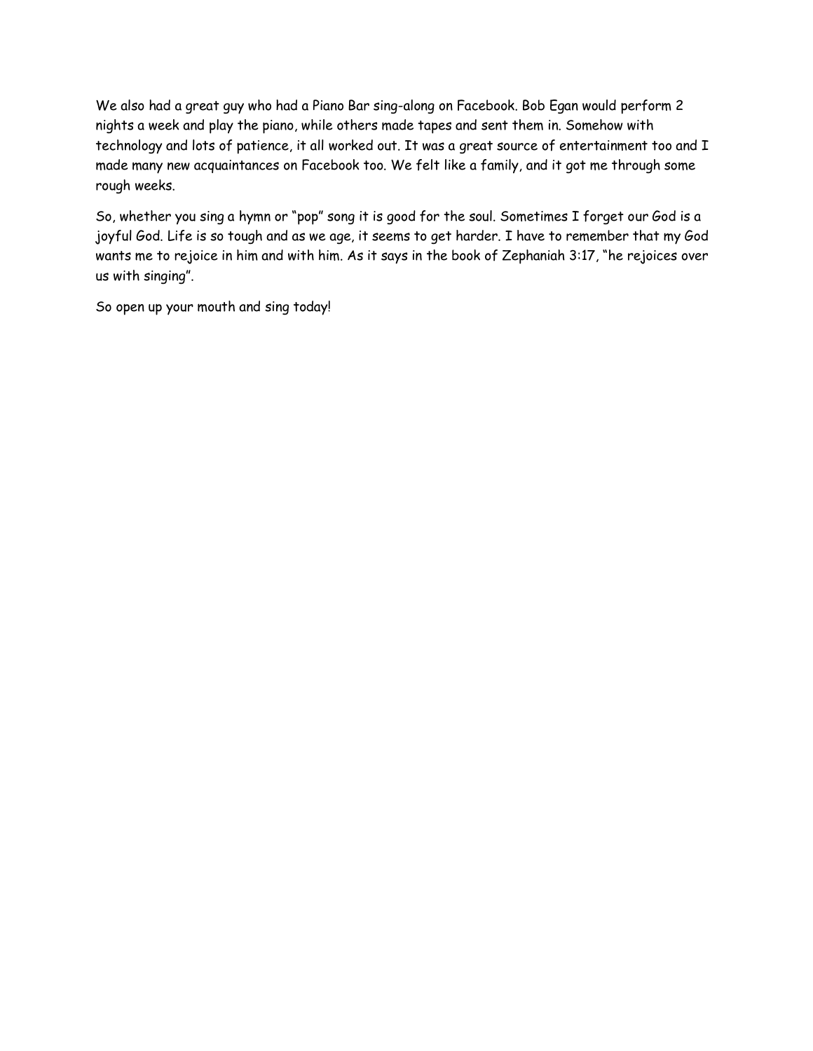We also had a great guy who had a Piano Bar sing-along on Facebook. Bob Egan would perform 2 nights a week and play the piano, while others made tapes and sent them in. Somehow with technology and lots of patience, it all worked out. It was a great source of entertainment too and I made many new acquaintances on Facebook too. We felt like a family, and it got me through some rough weeks.

So, whether you sing a hymn or "pop" song it is good for the soul. Sometimes I forget our God is a joyful God. Life is so tough and as we age, it seems to get harder. I have to remember that my God wants me to rejoice in him and with him. As it says in the book of Zephaniah 3:17, "he rejoices over us with singing".

So open up your mouth and sing today!